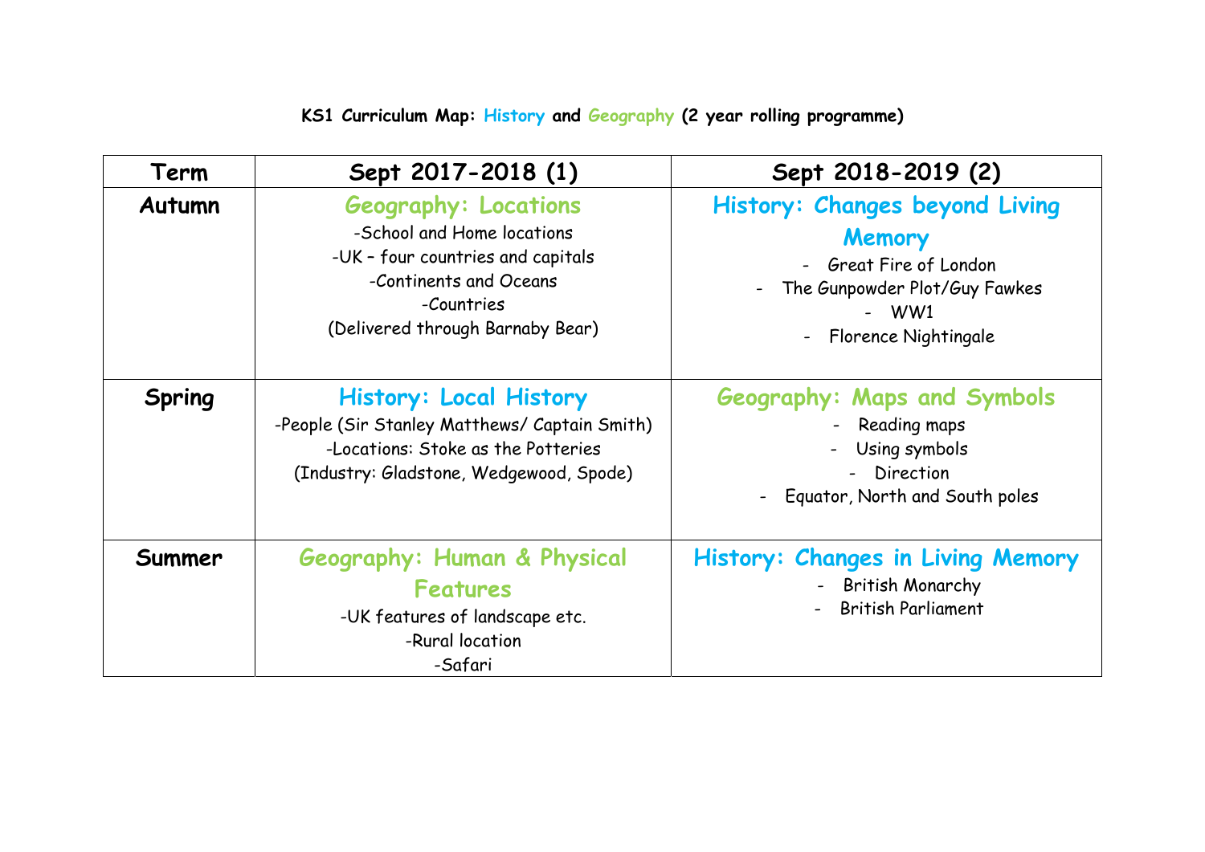# KS1 Curriculum Map: History and Geography (2 year rolling programme)

| Term | Sept 2017-2018 (1) | Sept 2018-2019 (2) |
| --- | --- | --- |
| Autumn | **Geography: Locations**<br>-School and Home locations<br>-UK – four countries and capitals<br>-Continents and Oceans<br>-Countries<br>(Delivered through Barnaby Bear) | **History: Changes beyond Living Memory**<br>- Great Fire of London<br>- The Gunpowder Plot/Guy Fawkes<br>- WW1<br>- Florence Nightingale |
| Spring | **History: Local History**<br>-People (Sir Stanley Matthews/ Captain Smith)<br>-Locations: Stoke as the Potteries<br>(Industry: Gladstone, Wedgewood, Spode) | **Geography: Maps and Symbols**<br>- Reading maps<br>- Using symbols<br>- Direction<br>- Equator, North and South poles |
| Summer | **Geography: Human & Physical Features**<br>-UK features of landscape etc.<br>-Rural location<br>-Safari | **History: Changes in Living Memory**<br>- British Monarchy<br>- British Parliament |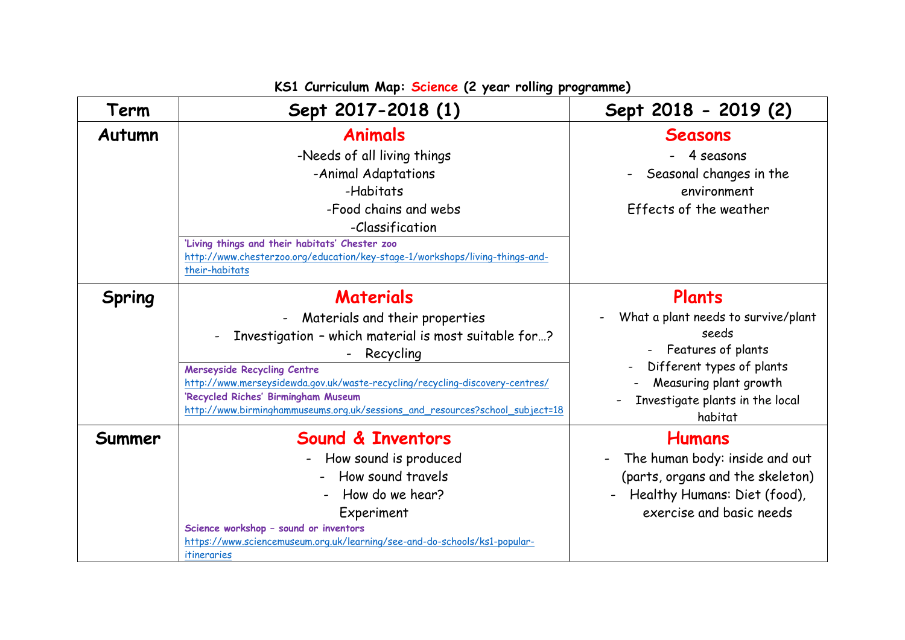**KS1 Curriculum Map: Science (2 year rolling programme)**

| Term | Sept 2017-2018 (1) | Sept 2018 - 2019 (2) |
| --- | --- | --- |
| **Autumn** | **Animals**<br>-Needs of all living things<br>-Animal Adaptations<br>-Habitats<br>-Food chains and webs<br>-Classification<br>**'Living things and their habitats' Chester zoo**<br>http://www.chesterzoo.org/education/key-stage-1/workshops/living-things-and-their-habitats | **Seasons**<br>- 4 seasons<br>- Seasonal changes in the environment<br>Effects of the weather |
| **Spring** | **Materials**<br>- Materials and their properties<br>- Investigation – which material is most suitable for…?<br>- Recycling<br>**Merseyside Recycling Centre**<br>http://www.merseysidewda.gov.uk/waste-recycling/recycling-discovery-centres/<br>**'Recycled Riches' Birmingham Museum**<br>http://www.birminghammuseums.org.uk/sessions_and_resources?school_subject=18 | **Plants**<br>- What a plant needs to survive/plant seeds<br>- Features of plants<br>- Different types of plants<br>- Measuring plant growth<br>- Investigate plants in the local habitat |
| **Summer** | **Sound & Inventors**<br>- How sound is produced<br>- How sound travels<br>- How do we hear?<br>Experiment<br>**Science workshop – sound or inventors**<br>https://www.sciencemuseum.org.uk/learning/see-and-do-schools/ks1-popular-itineraries | **Humans**<br>- The human body: inside and out (parts, organs and the skeleton)<br>- Healthy Humans: Diet (food), exercise and basic needs |